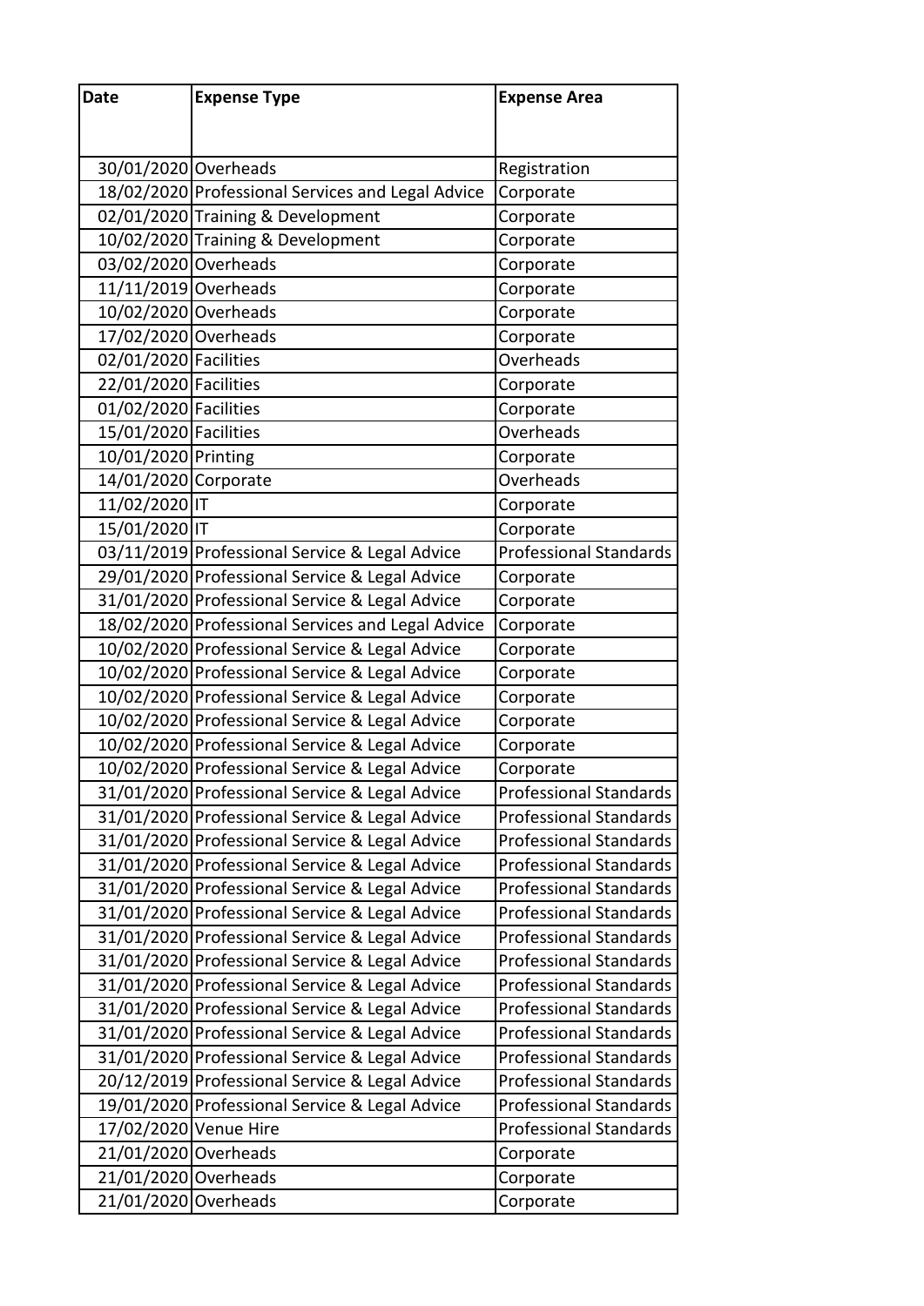| Date | Expense Type | Expense Area |
|---|---|---|
| 30/01/2020 | Overheads | Registration |
| 18/02/2020 | Professional Services and Legal Advice | Corporate |
| 02/01/2020 | Training & Development | Corporate |
| 10/02/2020 | Training & Development | Corporate |
| 03/02/2020 | Overheads | Corporate |
| 11/11/2019 | Overheads | Corporate |
| 10/02/2020 | Overheads | Corporate |
| 17/02/2020 | Overheads | Corporate |
| 02/01/2020 | Facilities | Overheads |
| 22/01/2020 | Facilities | Corporate |
| 01/02/2020 | Facilities | Corporate |
| 15/01/2020 | Facilities | Overheads |
| 10/01/2020 | Printing | Corporate |
| 14/01/2020 | Corporate | Overheads |
| 11/02/2020 | IT | Corporate |
| 15/01/2020 | IT | Corporate |
| 03/11/2019 | Professional Service & Legal Advice | Professional Standards |
| 29/01/2020 | Professional Service & Legal Advice | Corporate |
| 31/01/2020 | Professional Service & Legal Advice | Corporate |
| 18/02/2020 | Professional Services and Legal Advice | Corporate |
| 10/02/2020 | Professional Service & Legal Advice | Corporate |
| 10/02/2020 | Professional Service & Legal Advice | Corporate |
| 10/02/2020 | Professional Service & Legal Advice | Corporate |
| 10/02/2020 | Professional Service & Legal Advice | Corporate |
| 10/02/2020 | Professional Service & Legal Advice | Corporate |
| 10/02/2020 | Professional Service & Legal Advice | Corporate |
| 31/01/2020 | Professional Service & Legal Advice | Professional Standards |
| 31/01/2020 | Professional Service & Legal Advice | Professional Standards |
| 31/01/2020 | Professional Service & Legal Advice | Professional Standards |
| 31/01/2020 | Professional Service & Legal Advice | Professional Standards |
| 31/01/2020 | Professional Service & Legal Advice | Professional Standards |
| 31/01/2020 | Professional Service & Legal Advice | Professional Standards |
| 31/01/2020 | Professional Service & Legal Advice | Professional Standards |
| 31/01/2020 | Professional Service & Legal Advice | Professional Standards |
| 31/01/2020 | Professional Service & Legal Advice | Professional Standards |
| 31/01/2020 | Professional Service & Legal Advice | Professional Standards |
| 31/01/2020 | Professional Service & Legal Advice | Professional Standards |
| 31/01/2020 | Professional Service & Legal Advice | Professional Standards |
| 20/12/2019 | Professional Service & Legal Advice | Professional Standards |
| 19/01/2020 | Professional Service & Legal Advice | Professional Standards |
| 17/02/2020 | Venue Hire | Professional Standards |
| 21/01/2020 | Overheads | Corporate |
| 21/01/2020 | Overheads | Corporate |
| 21/01/2020 | Overheads | Corporate |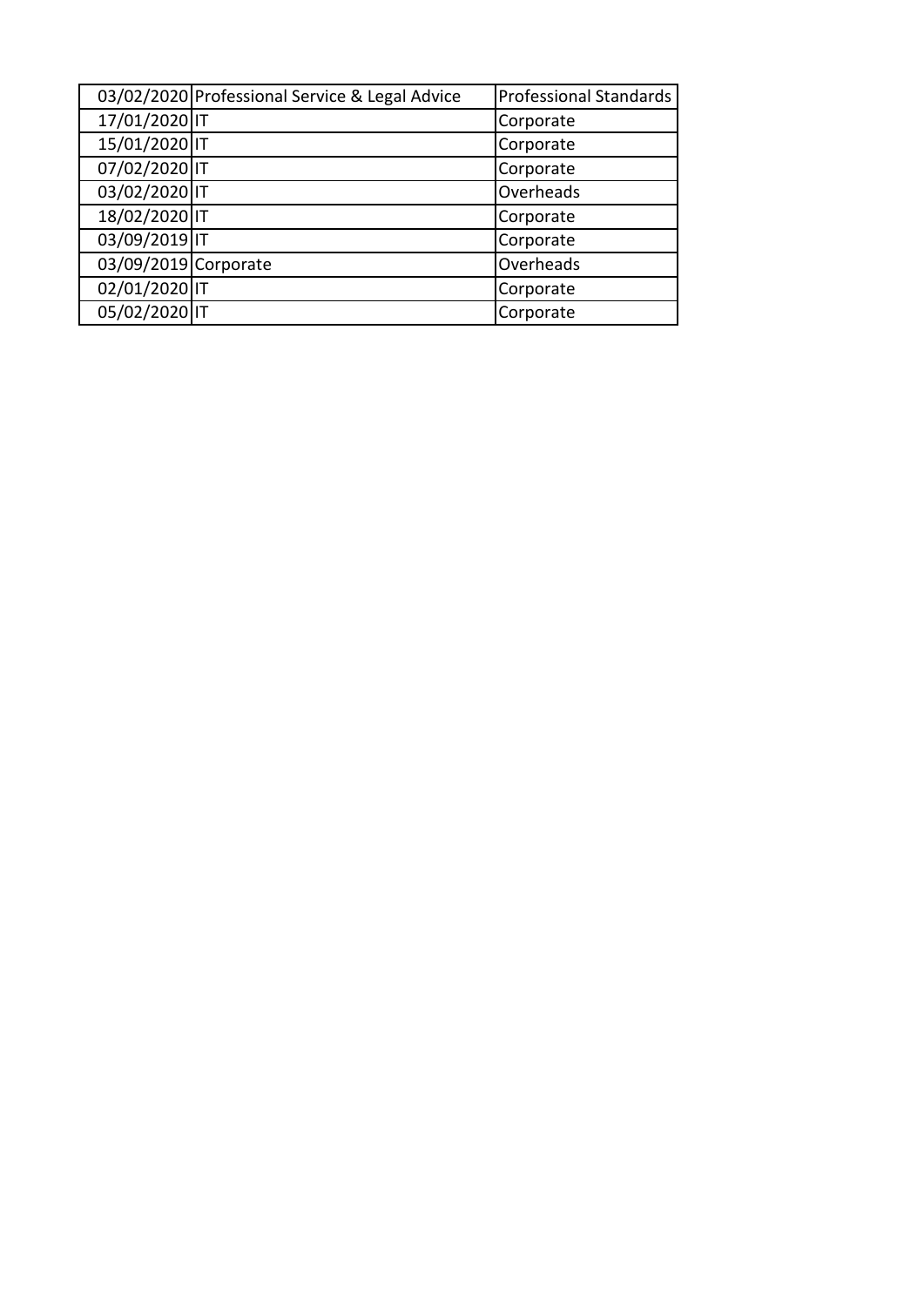| | | |
|---|---|---|
| 03/02/2020 | Professional Service & Legal Advice | Professional Standards |
| 17/01/2020 | IT | Corporate |
| 15/01/2020 | IT | Corporate |
| 07/02/2020 | IT | Corporate |
| 03/02/2020 | IT | Overheads |
| 18/02/2020 | IT | Corporate |
| 03/09/2019 | IT | Corporate |
| 03/09/2019 | Corporate | Overheads |
| 02/01/2020 | IT | Corporate |
| 05/02/2020 | IT | Corporate |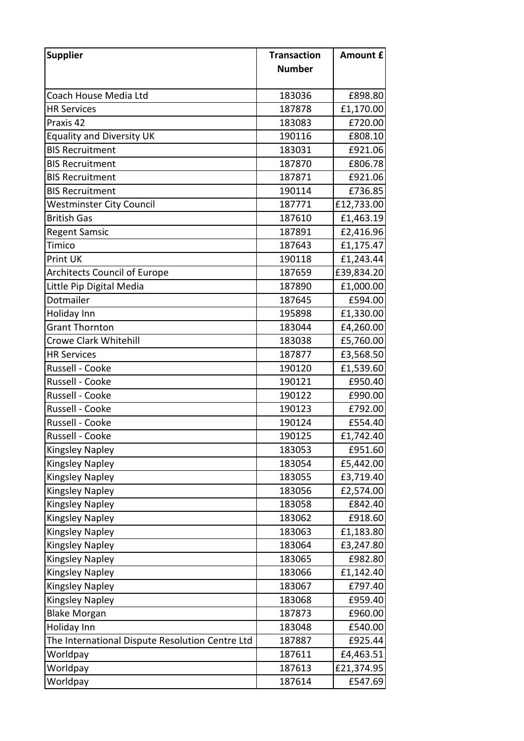| Supplier | Transaction Number | Amount £ |
| --- | --- | --- |
| Coach House Media Ltd | 183036 | £898.80 |
| HR Services | 187878 | £1,170.00 |
| Praxis 42 | 183083 | £720.00 |
| Equality and Diversity UK | 190116 | £808.10 |
| BIS Recruitment | 183031 | £921.06 |
| BIS Recruitment | 187870 | £806.78 |
| BIS Recruitment | 187871 | £921.06 |
| BIS Recruitment | 190114 | £736.85 |
| Westminster City Council | 187771 | £12,733.00 |
| British Gas | 187610 | £1,463.19 |
| Regent Samsic | 187891 | £2,416.96 |
| Timico | 187643 | £1,175.47 |
| Print UK | 190118 | £1,243.44 |
| Architects Council of Europe | 187659 | £39,834.20 |
| Little Pip Digital Media | 187890 | £1,000.00 |
| Dotmailer | 187645 | £594.00 |
| Holiday Inn | 195898 | £1,330.00 |
| Grant Thornton | 183044 | £4,260.00 |
| Crowe Clark Whitehill | 183038 | £5,760.00 |
| HR Services | 187877 | £3,568.50 |
| Russell - Cooke | 190120 | £1,539.60 |
| Russell - Cooke | 190121 | £950.40 |
| Russell - Cooke | 190122 | £990.00 |
| Russell - Cooke | 190123 | £792.00 |
| Russell - Cooke | 190124 | £554.40 |
| Russell - Cooke | 190125 | £1,742.40 |
| Kingsley Napley | 183053 | £951.60 |
| Kingsley Napley | 183054 | £5,442.00 |
| Kingsley Napley | 183055 | £3,719.40 |
| Kingsley Napley | 183056 | £2,574.00 |
| Kingsley Napley | 183058 | £842.40 |
| Kingsley Napley | 183062 | £918.60 |
| Kingsley Napley | 183063 | £1,183.80 |
| Kingsley Napley | 183064 | £3,247.80 |
| Kingsley Napley | 183065 | £982.80 |
| Kingsley Napley | 183066 | £1,142.40 |
| Kingsley Napley | 183067 | £797.40 |
| Kingsley Napley | 183068 | £959.40 |
| Blake Morgan | 187873 | £960.00 |
| Holiday Inn | 183048 | £540.00 |
| The International Dispute Resolution Centre Ltd | 187887 | £925.44 |
| Worldpay | 187611 | £4,463.51 |
| Worldpay | 187613 | £21,374.95 |
| Worldpay | 187614 | £547.69 |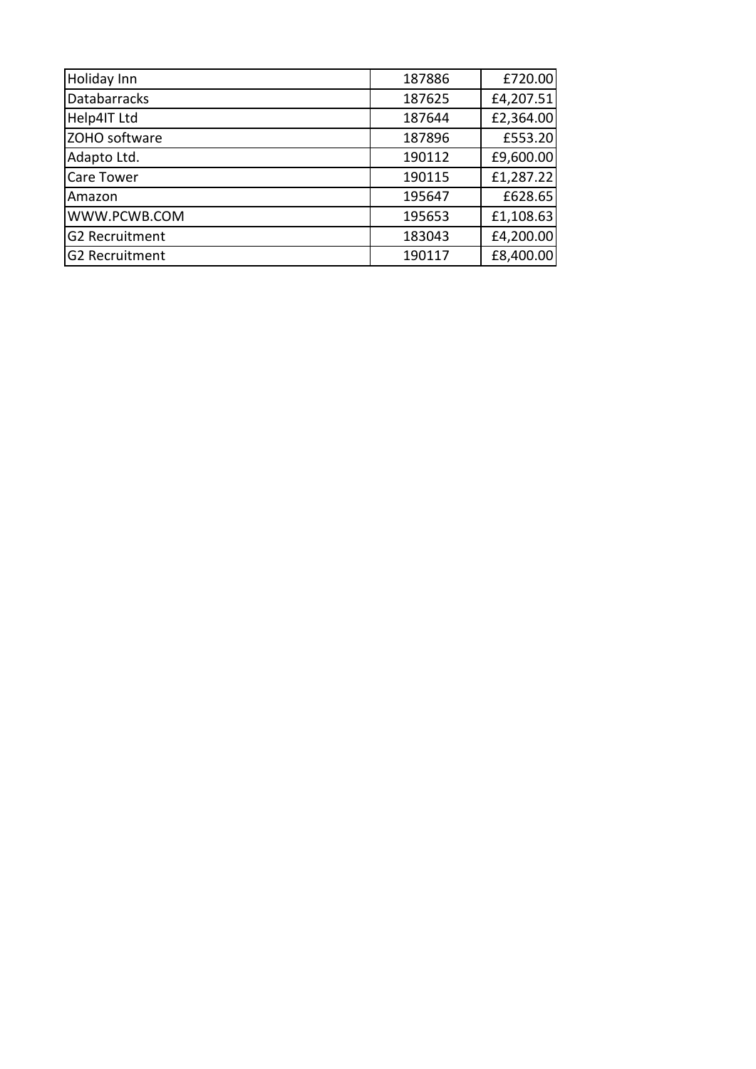| | | |
|---|---|---|
| Holiday Inn | 187886 | £720.00 |
| Databarracks | 187625 | £4,207.51 |
| Help4IT Ltd | 187644 | £2,364.00 |
| ZOHO software | 187896 | £553.20 |
| Adapto Ltd. | 190112 | £9,600.00 |
| Care Tower | 190115 | £1,287.22 |
| Amazon | 195647 | £628.65 |
| WWW.PCWB.COM | 195653 | £1,108.63 |
| G2 Recruitment | 183043 | £4,200.00 |
| G2 Recruitment | 190117 | £8,400.00 |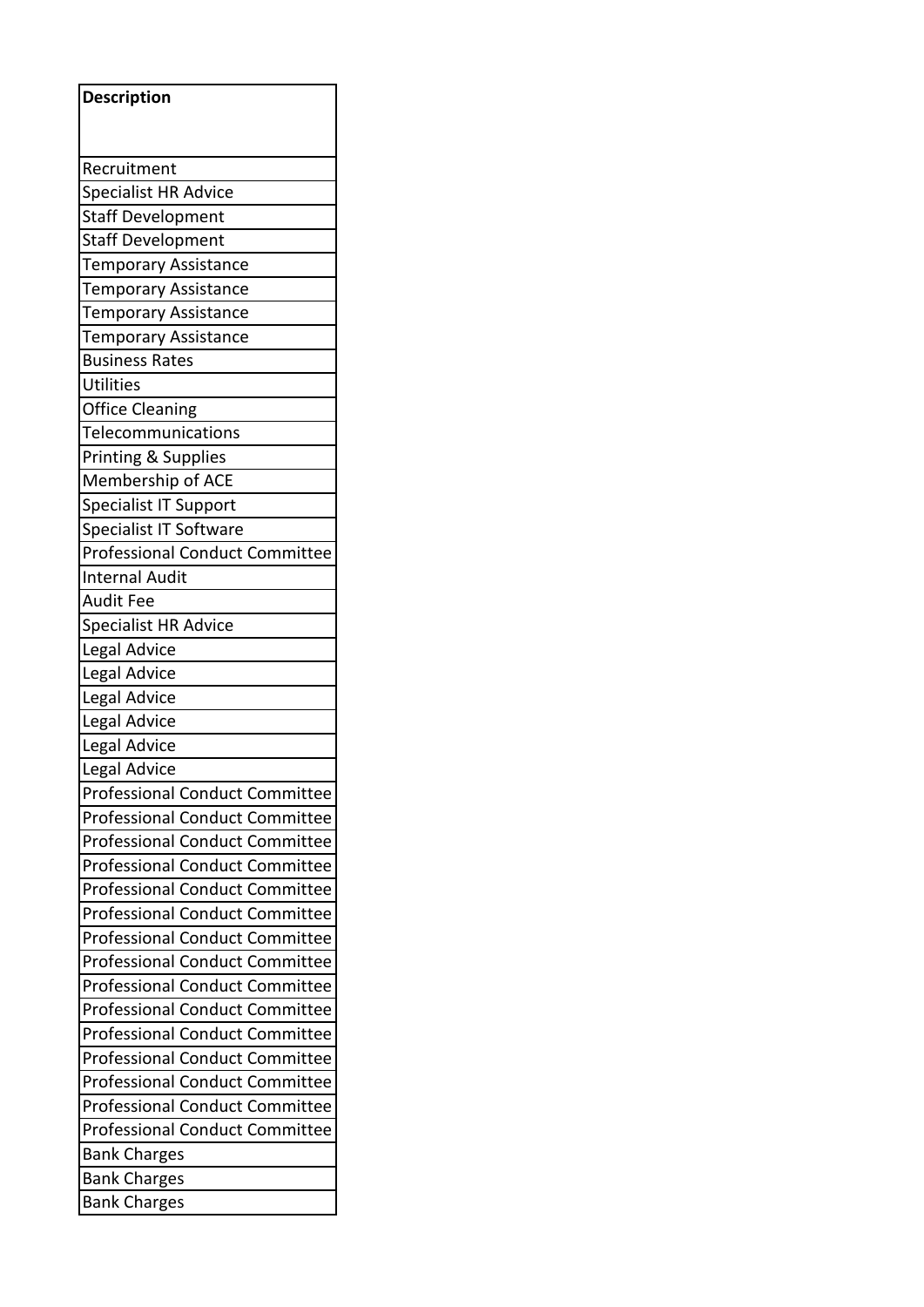| Description |
|---|
| Recruitment |
| Specialist HR Advice |
| Staff Development |
| Staff Development |
| Temporary Assistance |
| Temporary Assistance |
| Temporary Assistance |
| Temporary Assistance |
| Business Rates |
| Utilities |
| Office Cleaning |
| Telecommunications |
| Printing & Supplies |
| Membership of ACE |
| Specialist IT Support |
| Specialist IT Software |
| Professional Conduct Committee |
| Internal Audit |
| Audit Fee |
| Specialist HR Advice |
| Legal Advice |
| Legal Advice |
| Legal Advice |
| Legal Advice |
| Legal Advice |
| Legal Advice |
| Professional Conduct Committee |
| Professional Conduct Committee |
| Professional Conduct Committee |
| Professional Conduct Committee |
| Professional Conduct Committee |
| Professional Conduct Committee |
| Professional Conduct Committee |
| Professional Conduct Committee |
| Professional Conduct Committee |
| Professional Conduct Committee |
| Professional Conduct Committee |
| Professional Conduct Committee |
| Professional Conduct Committee |
| Professional Conduct Committee |
| Professional Conduct Committee |
| Bank Charges |
| Bank Charges |
| Bank Charges |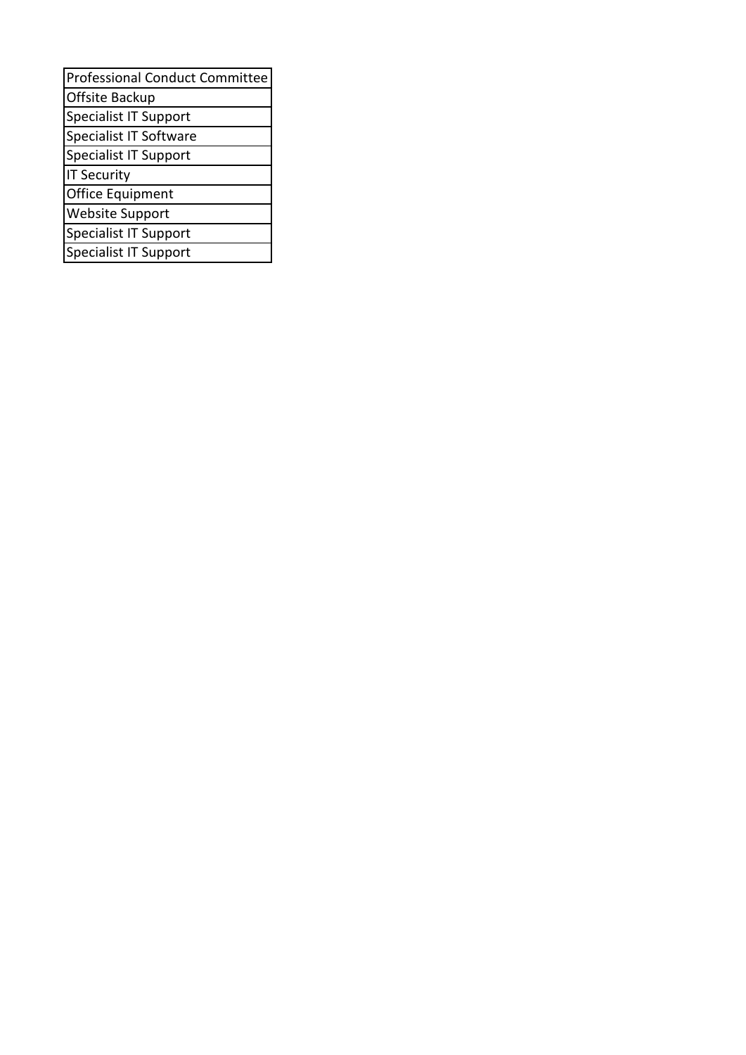| |
|---|
| Professional Conduct Committee |
| Offsite Backup |
| Specialist IT Support |
| Specialist IT Software |
| Specialist IT Support |
| IT Security |
| Office Equipment |
| Website Support |
| Specialist IT Support |
| Specialist IT Support |